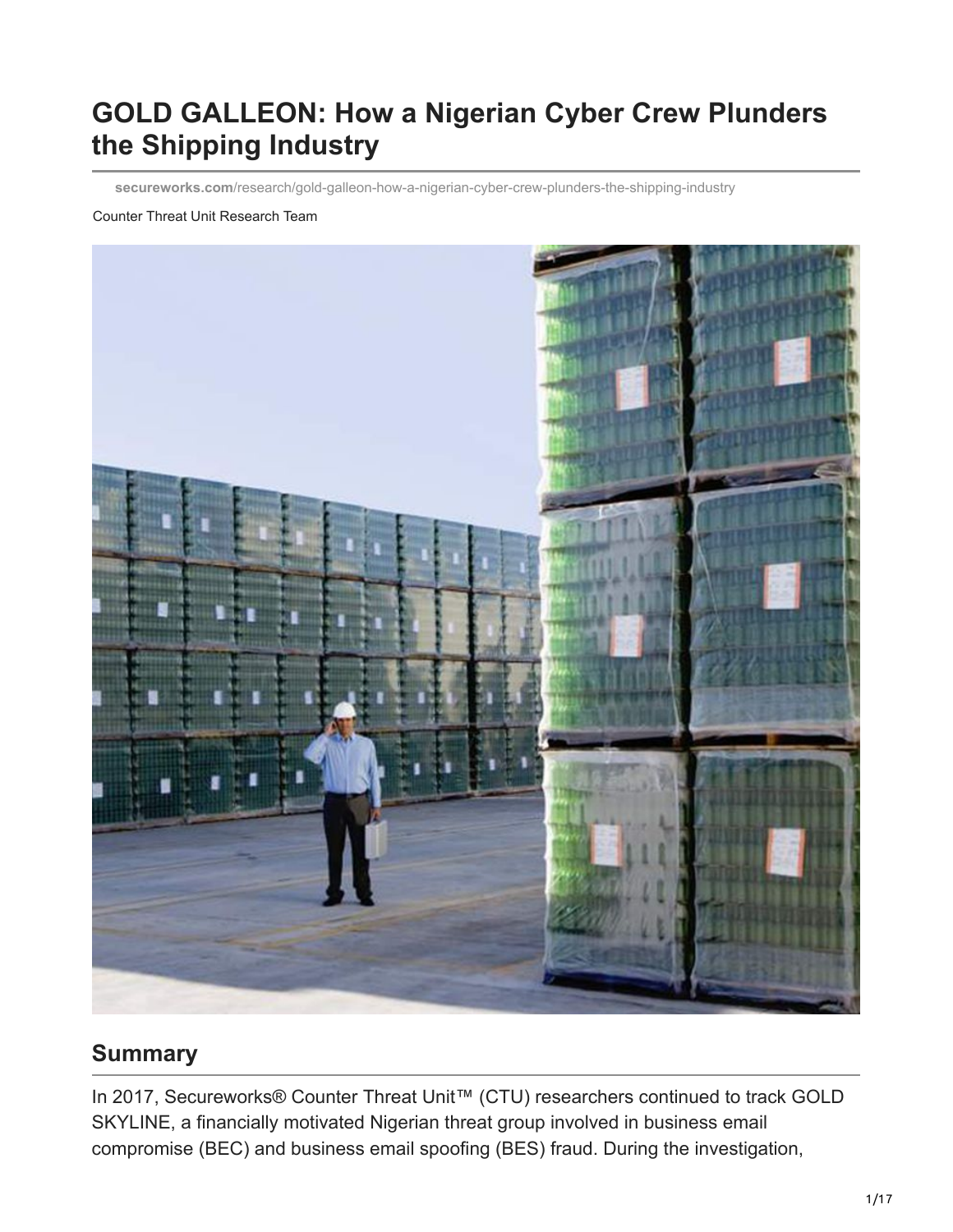# GOLD GALLEON: How a Nigerian Cyber Crew Plunders the Shipping Industry

secureworks.com/research/gold-galleon-how-a-nigerian-cyber-crew-plunders-the-shipping-industry

Counter Threat Unit Research Team

## Summary

In 2017, Secureworks® Counter Threat Unit™ (CTU) researchers continued to track GOLD SKYLINE, a financially motivated Nigerian threat group involved in business email compromise (BEC) and business email spoofing (BES) fraud. During the investigation,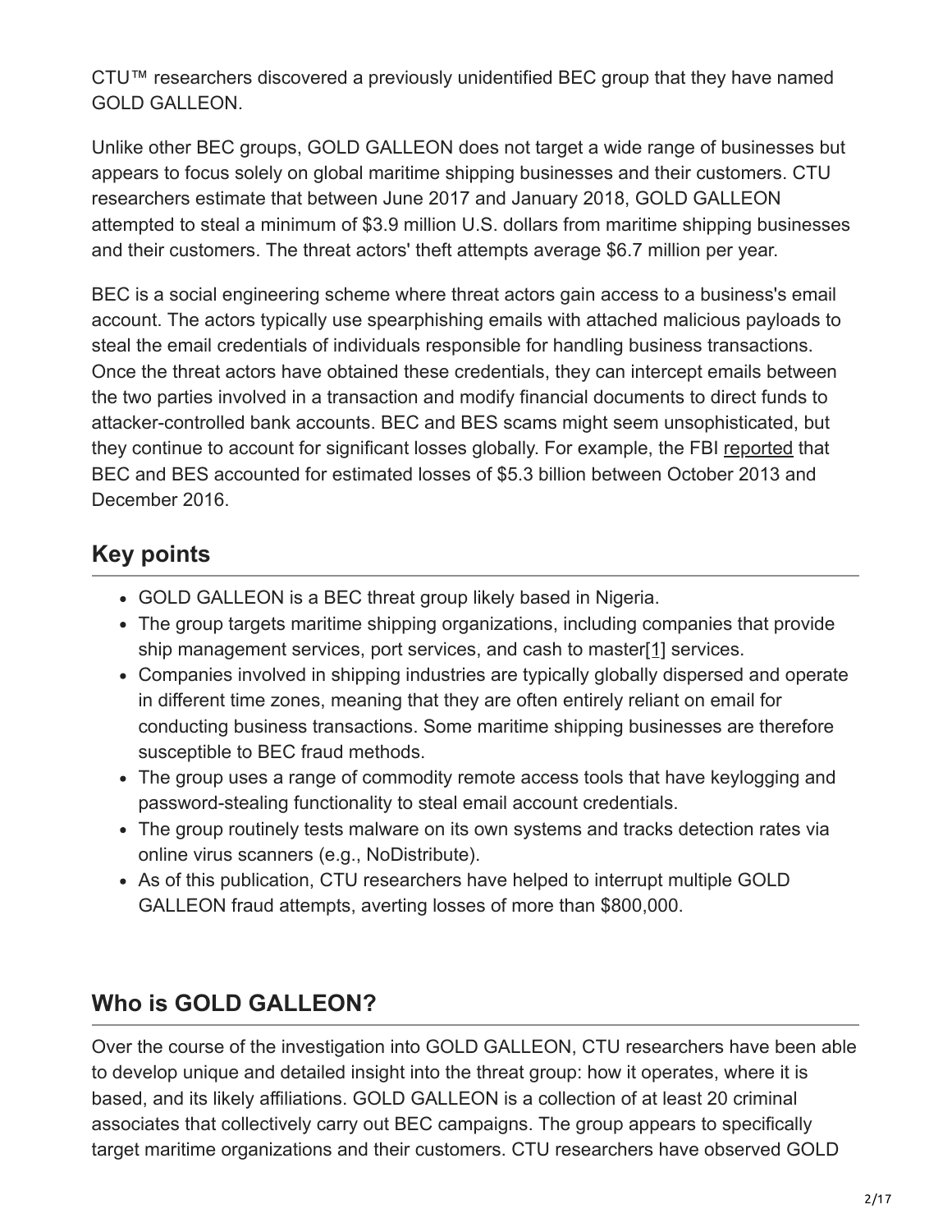CTU™ researchers discovered a previously unidentified BEC group that they have named GOLD GALLEON.

Unlike other BEC groups, GOLD GALLEON does not target a wide range of businesses but appears to focus solely on global maritime shipping businesses and their customers. CTU researchers estimate that between June 2017 and January 2018, GOLD GALLEON attempted to steal a minimum of $3.9 million U.S. dollars from maritime shipping businesses and their customers. The threat actors' theft attempts average $6.7 million per year.

BEC is a social engineering scheme where threat actors gain access to a business's email account. The actors typically use spearphishing emails with attached malicious payloads to steal the email credentials of individuals responsible for handling business transactions. Once the threat actors have obtained these credentials, they can intercept emails between the two parties involved in a transaction and modify financial documents to direct funds to attacker-controlled bank accounts. BEC and BES scams might seem unsophisticated, but they continue to account for significant losses globally. For example, the FBI reported that BEC and BES accounted for estimated losses of $5.3 billion between October 2013 and December 2016.

## Key points

- GOLD GALLEON is a BEC threat group likely based in Nigeria.
- The group targets maritime shipping organizations, including companies that provide ship management services, port services, and cash to master[1] services.
- Companies involved in shipping industries are typically globally dispersed and operate in different time zones, meaning that they are often entirely reliant on email for conducting business transactions. Some maritime shipping businesses are therefore susceptible to BEC fraud methods.
- The group uses a range of commodity remote access tools that have keylogging and password-stealing functionality to steal email account credentials.
- The group routinely tests malware on its own systems and tracks detection rates via online virus scanners (e.g., NoDistribute).
- As of this publication, CTU researchers have helped to interrupt multiple GOLD GALLEON fraud attempts, averting losses of more than $800,000.

## Who is GOLD GALLEON?

Over the course of the investigation into GOLD GALLEON, CTU researchers have been able to develop unique and detailed insight into the threat group: how it operates, where it is based, and its likely affiliations. GOLD GALLEON is a collection of at least 20 criminal associates that collectively carry out BEC campaigns. The group appears to specifically target maritime organizations and their customers. CTU researchers have observed GOLD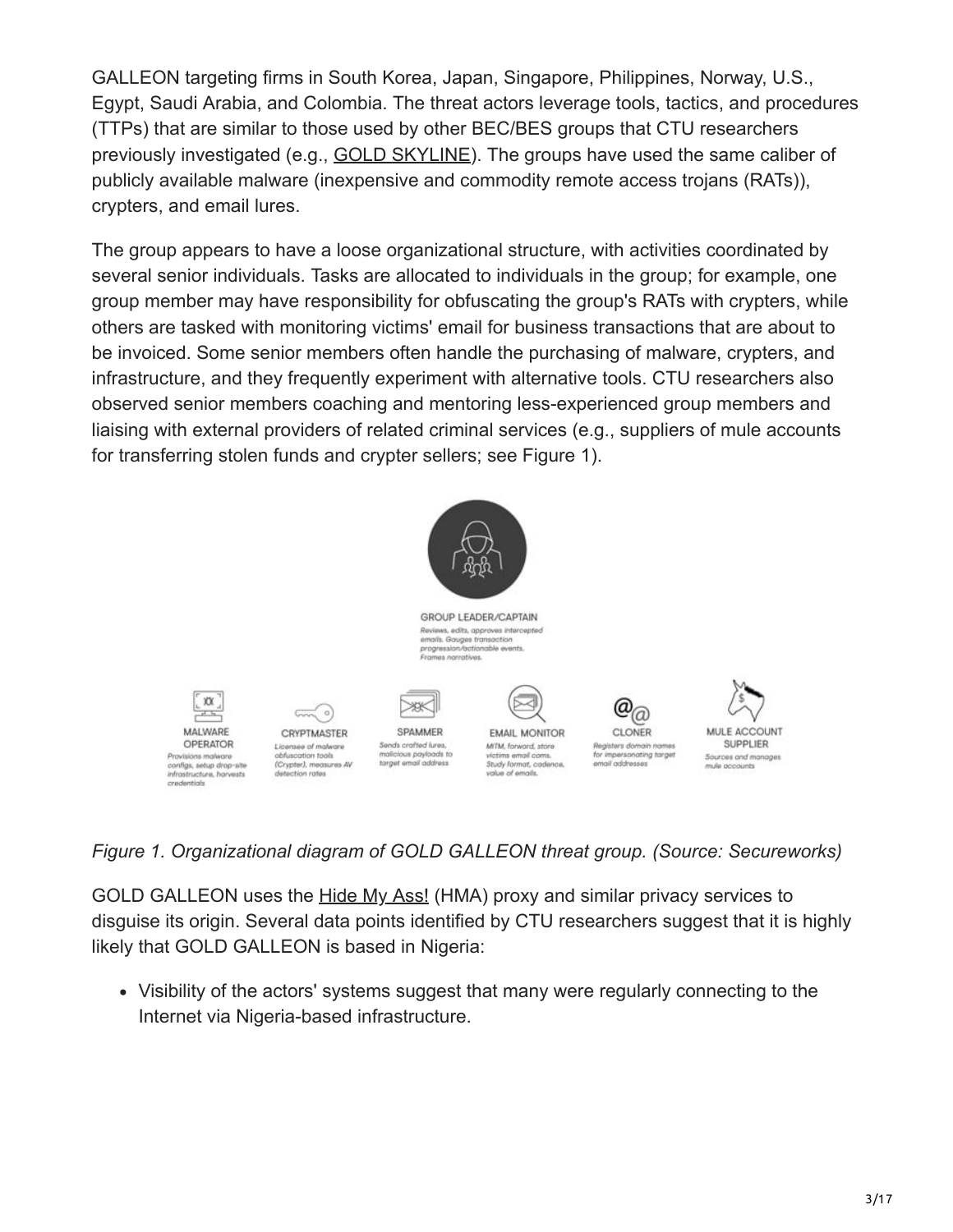GALLEON targeting firms in South Korea, Japan, Singapore, Philippines, Norway, U.S., Egypt, Saudi Arabia, and Colombia. The threat actors leverage tools, tactics, and procedures (TTPs) that are similar to those used by other BEC/BES groups that CTU researchers previously investigated (e.g., GOLD SKYLINE). The groups have used the same caliber of publicly available malware (inexpensive and commodity remote access trojans (RATs)), crypters, and email lures.

The group appears to have a loose organizational structure, with activities coordinated by several senior individuals. Tasks are allocated to individuals in the group; for example, one group member may have responsibility for obfuscating the group's RATs with crypters, while others are tasked with monitoring victims' email for business transactions that are about to be invoiced. Some senior members often handle the purchasing of malware, crypters, and infrastructure, and they frequently experiment with alternative tools. CTU researchers also observed senior members coaching and mentoring less-experienced group members and liaising with external providers of related criminal services (e.g., suppliers of mule accounts for transferring stolen funds and crypter sellers; see Figure 1).

GROUP LEADER/CAPTAIN
Reviews, edits, approves intercepted emails. Gauges transaction progression/actionable events. Frames narratives.

MALWARE OPERATOR
Provisions malware configs, setup drop-site infrastructure, harvests credentials

CRYPTMASTER
Licensee of malware obfuscation tools (Crypter), measures AV detection rates

SPAMMER
Sends crafted lures, malicious payloads to target email address

EMAIL MONITOR
MITM, forward, store victims email coms. Study format, cadence, value of emails.

CLONER
Registers domain names for impersonating target email addresses

MULE ACCOUNT SUPPLIER
Sources and manages mule accounts

*Figure 1. Organizational diagram of GOLD GALLEON threat group. (Source: Secureworks)*

GOLD GALLEON uses the Hide My Ass! (HMA) proxy and similar privacy services to disguise its origin. Several data points identified by CTU researchers suggest that it is highly likely that GOLD GALLEON is based in Nigeria:

- Visibility of the actors' systems suggest that many were regularly connecting to the Internet via Nigeria-based infrastructure.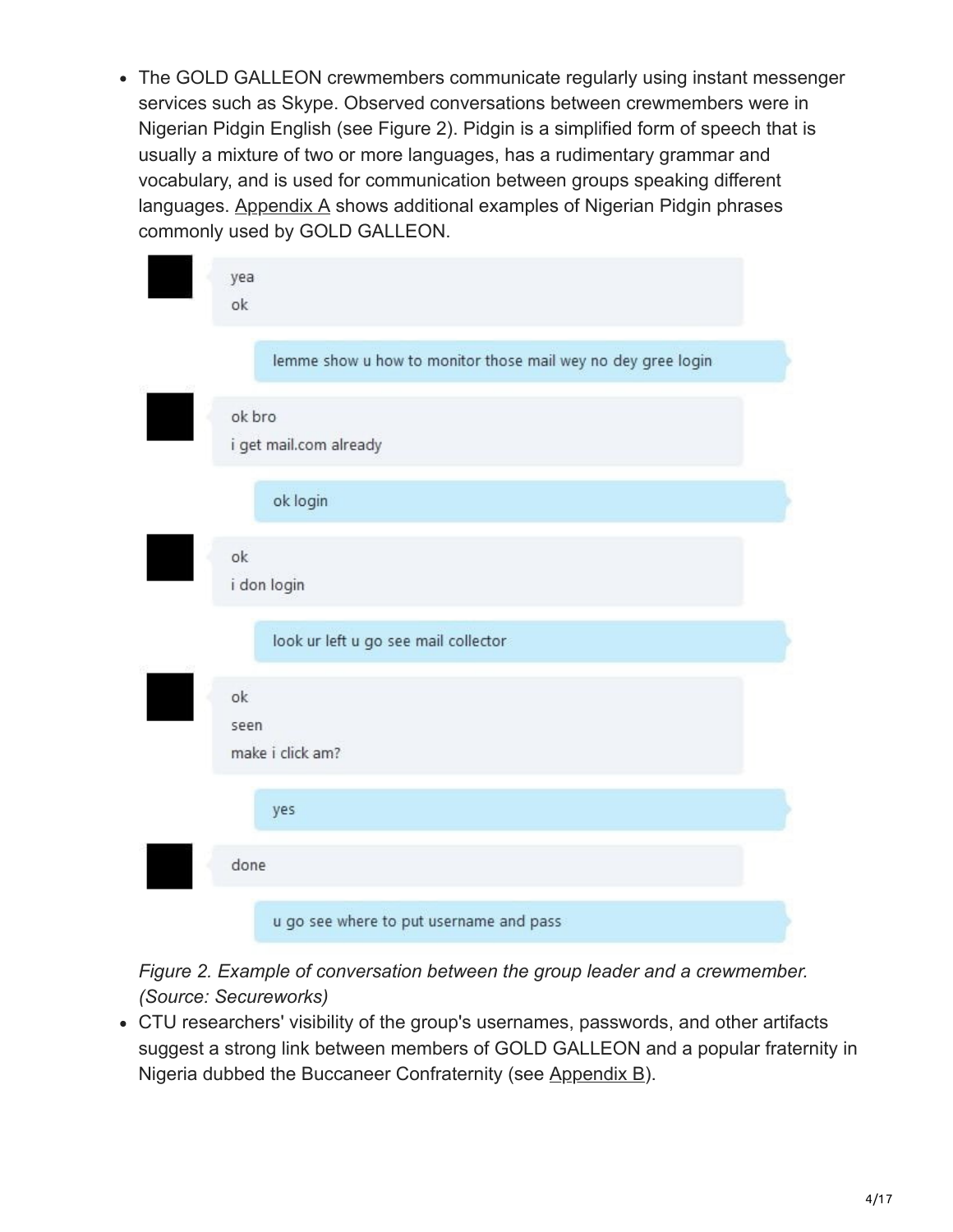- The GOLD GALLEON crewmembers communicate regularly using instant messenger services such as Skype. Observed conversations between crewmembers were in Nigerian Pidgin English (see Figure 2). Pidgin is a simplified form of speech that is usually a mixture of two or more languages, has a rudimentary grammar and vocabulary, and is used for communication between groups speaking different languages. Appendix A shows additional examples of Nigerian Pidgin phrases commonly used by GOLD GALLEON.

yea
ok

lemme show u how to monitor those mail wey no dey gree login

ok bro
i get mail.com already

ok login

ok
i don login

look ur left u go see mail collector

ok
seen
make i click am?

yes

done

u go see where to put username and pass

*Figure 2. Example of conversation between the group leader and a crewmember. (Source: Secureworks)*

- CTU researchers' visibility of the group's usernames, passwords, and other artifacts suggest a strong link between members of GOLD GALLEON and a popular fraternity in Nigeria dubbed the Buccaneer Confraternity (see Appendix B).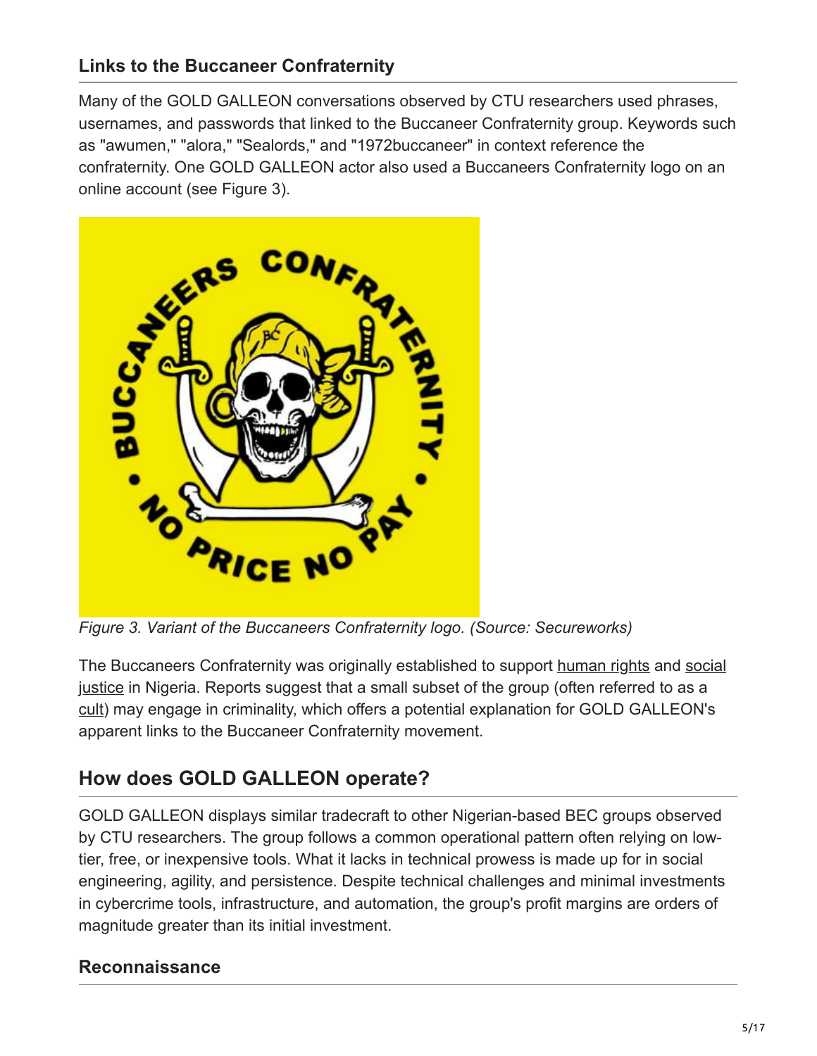### Links to the Buccaneer Confraternity

Many of the GOLD GALLEON conversations observed by CTU researchers used phrases, usernames, and passwords that linked to the Buccaneer Confraternity group. Keywords such as "awumen," "alora," "Sealords," and "1972buccaneer" in context reference the confraternity. One GOLD GALLEON actor also used a Buccaneers Confraternity logo on an online account (see Figure 3).

*Figure 3. Variant of the Buccaneers Confraternity logo. (Source: Secureworks)*

The Buccaneers Confraternity was originally established to support human rights and social justice in Nigeria. Reports suggest that a small subset of the group (often referred to as a cult) may engage in criminality, which offers a potential explanation for GOLD GALLEON's apparent links to the Buccaneer Confraternity movement.

## How does GOLD GALLEON operate?

GOLD GALLEON displays similar tradecraft to other Nigerian-based BEC groups observed by CTU researchers. The group follows a common operational pattern often relying on low-tier, free, or inexpensive tools. What it lacks in technical prowess is made up for in social engineering, agility, and persistence. Despite technical challenges and minimal investments in cybercrime tools, infrastructure, and automation, the group's profit margins are orders of magnitude greater than its initial investment.

### Reconnaissance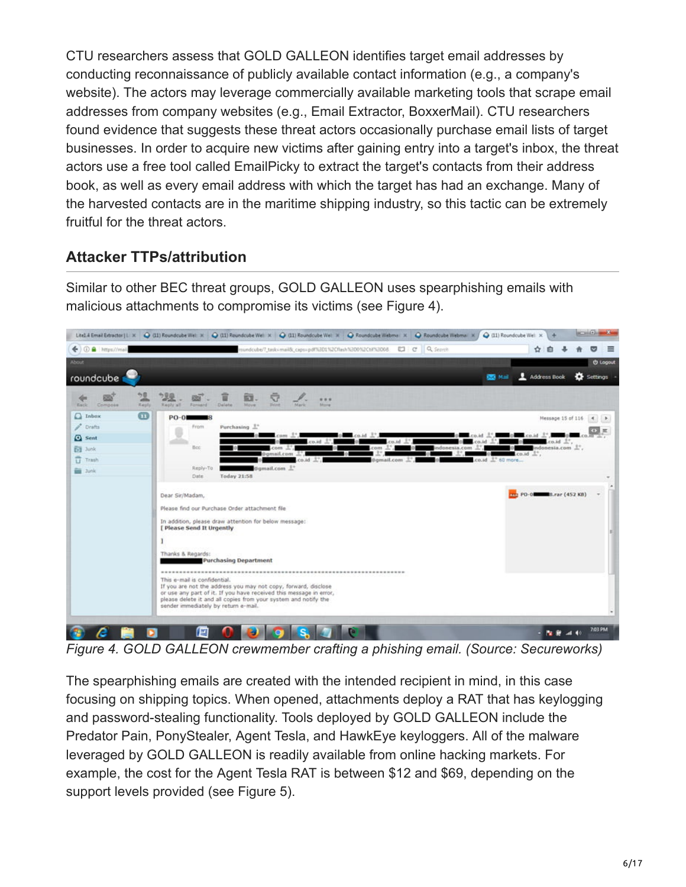CTU researchers assess that GOLD GALLEON identifies target email addresses by conducting reconnaissance of publicly available contact information (e.g., a company's website). The actors may leverage commercially available marketing tools that scrape email addresses from company websites (e.g., Email Extractor, BoxxerMail). CTU researchers found evidence that suggests these threat actors occasionally purchase email lists of target businesses. In order to acquire new victims after gaining entry into a target's inbox, the threat actors use a free tool called EmailPicky to extract the target's contacts from their address book, as well as every email address with which the target has had an exchange. Many of the harvested contacts are in the maritime shipping industry, so this tactic can be extremely fruitful for the threat actors.

## Attacker TTPs/attribution

Similar to other BEC threat groups, GOLD GALLEON uses spearphishing emails with malicious attachments to compromise its victims (see Figure 4).

*Figure 4. GOLD GALLEON crewmember crafting a phishing email. (Source: Secureworks)*

The spearphishing emails are created with the intended recipient in mind, in this case focusing on shipping topics. When opened, attachments deploy a RAT that has keylogging and password-stealing functionality. Tools deployed by GOLD GALLEON include the Predator Pain, PonyStealer, Agent Tesla, and HawkEye keyloggers. All of the malware leveraged by GOLD GALLEON is readily available from online hacking markets. For example, the cost for the Agent Tesla RAT is between $12 and $69, depending on the support levels provided (see Figure 5).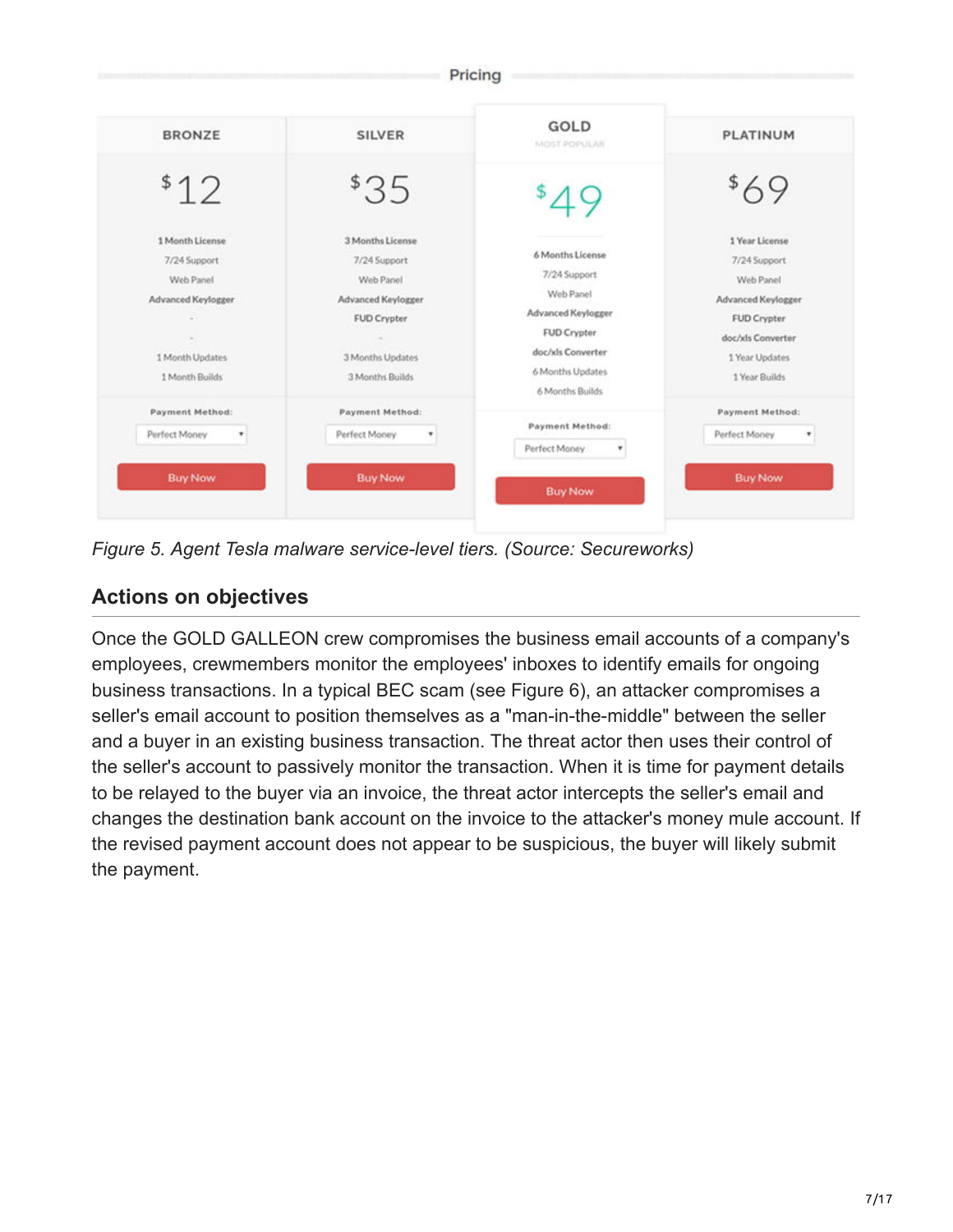Pricing

| BRONZE | SILVER | GOLD (MOST POPULAR) | PLATINUM |
|---|---|---|---|
| $12 | $35 | $49 | $69 |
| 1 Month License | 3 Months License | 6 Months License | 1 Year License |
| 7/24 Support | 7/24 Support | 7/24 Support | 7/24 Support |
| Web Panel | Web Panel | Web Panel | Web Panel |
| Advanced Keylogger | Advanced Keylogger | Advanced Keylogger | Advanced Keylogger |
| - | FUD Crypter | FUD Crypter | FUD Crypter |
| - | - | doc/xls Converter | doc/xls Converter |
| 1 Month Updates | 3 Months Updates | 6 Months Updates | 1 Year Updates |
| 1 Month Builds | 3 Months Builds | 6 Months Builds | 1 Year Builds |
| Payment Method: Perfect Money | Payment Method: Perfect Money | Payment Method: Perfect Money | Payment Method: Perfect Money |
| Buy Now | Buy Now | Buy Now | Buy Now |

*Figure 5. Agent Tesla malware service-level tiers. (Source: Secureworks)*

## Actions on objectives

Once the GOLD GALLEON crew compromises the business email accounts of a company's employees, crewmembers monitor the employees' inboxes to identify emails for ongoing business transactions. In a typical BEC scam (see Figure 6), an attacker compromises a seller's email account to position themselves as a "man-in-the-middle" between the seller and a buyer in an existing business transaction. The threat actor then uses their control of the seller's account to passively monitor the transaction. When it is time for payment details to be relayed to the buyer via an invoice, the threat actor intercepts the seller's email and changes the destination bank account on the invoice to the attacker's money mule account. If the revised payment account does not appear to be suspicious, the buyer will likely submit the payment.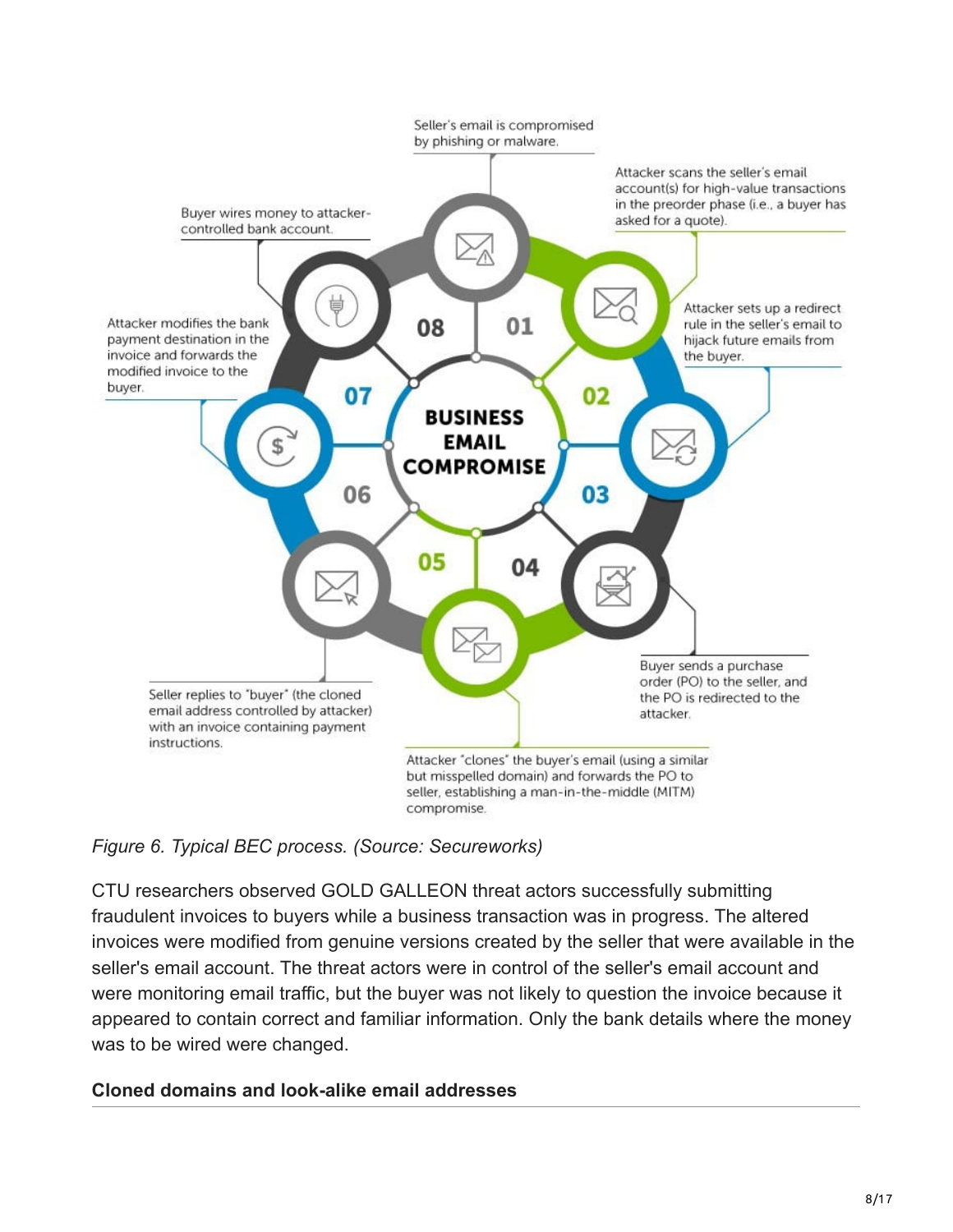BUSINESS EMAIL COMPROMISE

01. Seller's email is compromised by phishing or malware.

02. Attacker scans the seller's email account(s) for high-value transactions in the preorder phase (i.e., a buyer has asked for a quote).

03. Attacker sets up a redirect rule in the seller's email to hijack future emails from the buyer.

04. Buyer sends a purchase order (PO) to the seller, and the PO is redirected to the attacker.

05. Attacker "clones" the buyer's email (using a similar but misspelled domain) and forwards the PO to seller, establishing a man-in-the-middle (MITM) compromise.

06. Seller replies to "buyer" (the cloned email address controlled by attacker) with an invoice containing payment instructions.

07. Attacker modifies the bank payment destination in the invoice and forwards the modified invoice to the buyer.

08. Buyer wires money to attacker-controlled bank account.

*Figure 6. Typical BEC process. (Source: Secureworks)*

CTU researchers observed GOLD GALLEON threat actors successfully submitting fraudulent invoices to buyers while a business transaction was in progress. The altered invoices were modified from genuine versions created by the seller that were available in the seller's email account. The threat actors were in control of the seller's email account and were monitoring email traffic, but the buyer was not likely to question the invoice because it appeared to contain correct and familiar information. Only the bank details where the money was to be wired were changed.

### Cloned domains and look-alike email addresses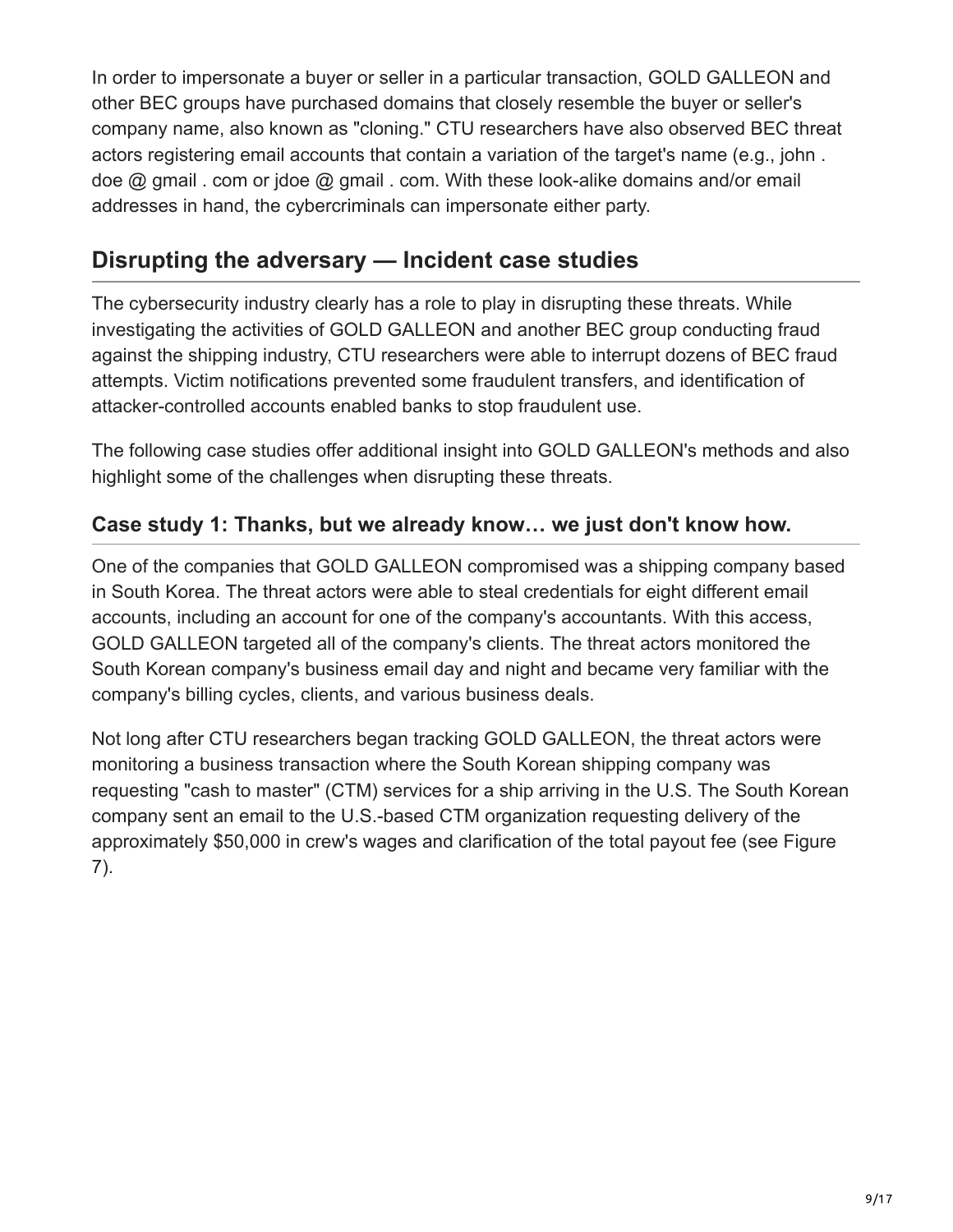In order to impersonate a buyer or seller in a particular transaction, GOLD GALLEON and other BEC groups have purchased domains that closely resemble the buyer or seller's company name, also known as "cloning." CTU researchers have also observed BEC threat actors registering email accounts that contain a variation of the target's name (e.g., john . doe @ gmail . com or jdoe @ gmail . com. With these look-alike domains and/or email addresses in hand, the cybercriminals can impersonate either party.

## Disrupting the adversary — Incident case studies

The cybersecurity industry clearly has a role to play in disrupting these threats. While investigating the activities of GOLD GALLEON and another BEC group conducting fraud against the shipping industry, CTU researchers were able to interrupt dozens of BEC fraud attempts. Victim notifications prevented some fraudulent transfers, and identification of attacker-controlled accounts enabled banks to stop fraudulent use.

The following case studies offer additional insight into GOLD GALLEON's methods and also highlight some of the challenges when disrupting these threats.

### Case study 1: Thanks, but we already know… we just don't know how.

One of the companies that GOLD GALLEON compromised was a shipping company based in South Korea. The threat actors were able to steal credentials for eight different email accounts, including an account for one of the company's accountants. With this access, GOLD GALLEON targeted all of the company's clients. The threat actors monitored the South Korean company's business email day and night and became very familiar with the company's billing cycles, clients, and various business deals.

Not long after CTU researchers began tracking GOLD GALLEON, the threat actors were monitoring a business transaction where the South Korean shipping company was requesting "cash to master" (CTM) services for a ship arriving in the U.S. The South Korean company sent an email to the U.S.-based CTM organization requesting delivery of the approximately $50,000 in crew's wages and clarification of the total payout fee (see Figure 7).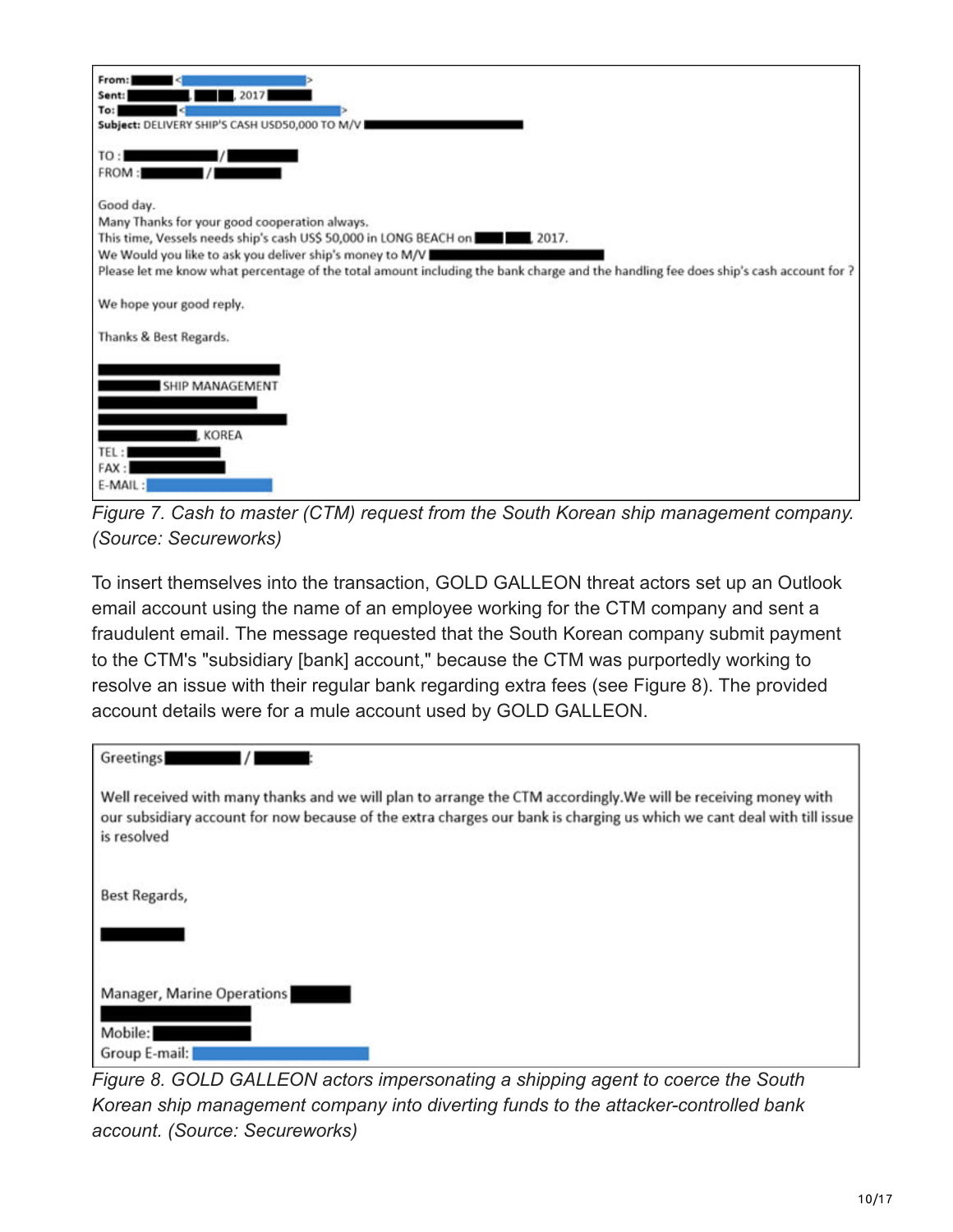From:
Sent: , 2017
To:
Subject: DELIVERY SHIP'S CASH USD50,000 TO M/V

TO : /
FROM : /

Good day.
Many Thanks for your good cooperation always.
This time, Vessels needs ship's cash US$ 50,000 in LONG BEACH on , 2017.
We Would you like to ask you deliver ship's money to M/V
Please let me know what percentage of the total amount including the bank charge and the handling fee does ship's cash account for ?

We hope your good reply.

Thanks & Best Regards.

SHIP MANAGEMENT

, KOREA
TEL :
FAX :
E-MAIL :

*Figure 7. Cash to master (CTM) request from the South Korean ship management company. (Source: Secureworks)*

To insert themselves into the transaction, GOLD GALLEON threat actors set up an Outlook email account using the name of an employee working for the CTM company and sent a fraudulent email. The message requested that the South Korean company submit payment to the CTM's "subsidiary [bank] account," because the CTM was purportedly working to resolve an issue with their regular bank regarding extra fees (see Figure 8). The provided account details were for a mule account used by GOLD GALLEON.

Greetings /:

Well received with many thanks and we will plan to arrange the CTM accordingly.We will be receiving money with our subsidiary account for now because of the extra charges our bank is charging us which we cant deal with till issue is resolved

Best Regards,

Manager, Marine Operations

Mobile:
Group E-mail:

*Figure 8. GOLD GALLEON actors impersonating a shipping agent to coerce the South Korean ship management company into diverting funds to the attacker-controlled bank account. (Source: Secureworks)*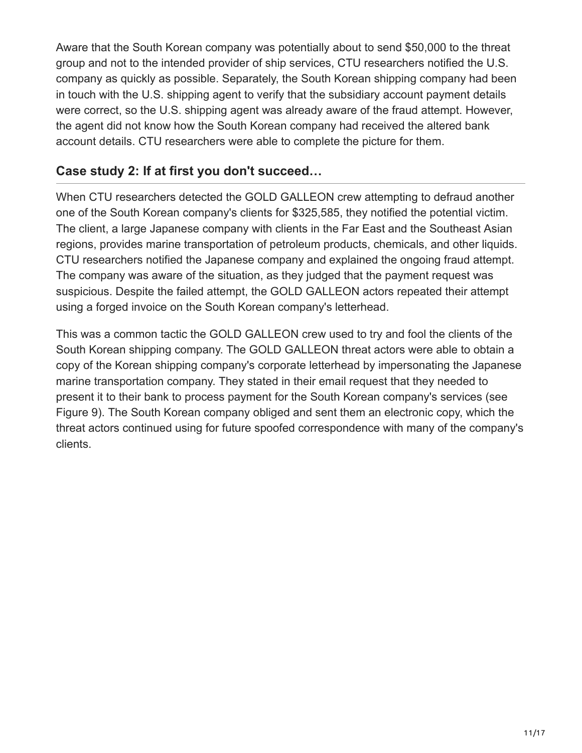Aware that the South Korean company was potentially about to send $50,000 to the threat group and not to the intended provider of ship services, CTU researchers notified the U.S. company as quickly as possible. Separately, the South Korean shipping company had been in touch with the U.S. shipping agent to verify that the subsidiary account payment details were correct, so the U.S. shipping agent was already aware of the fraud attempt. However, the agent did not know how the South Korean company had received the altered bank account details. CTU researchers were able to complete the picture for them.

## Case study 2: If at first you don't succeed…

When CTU researchers detected the GOLD GALLEON crew attempting to defraud another one of the South Korean company's clients for $325,585, they notified the potential victim. The client, a large Japanese company with clients in the Far East and the Southeast Asian regions, provides marine transportation of petroleum products, chemicals, and other liquids. CTU researchers notified the Japanese company and explained the ongoing fraud attempt. The company was aware of the situation, as they judged that the payment request was suspicious. Despite the failed attempt, the GOLD GALLEON actors repeated their attempt using a forged invoice on the South Korean company's letterhead.

This was a common tactic the GOLD GALLEON crew used to try and fool the clients of the South Korean shipping company. The GOLD GALLEON threat actors were able to obtain a copy of the Korean shipping company's corporate letterhead by impersonating the Japanese marine transportation company. They stated in their email request that they needed to present it to their bank to process payment for the South Korean company's services (see Figure 9). The South Korean company obliged and sent them an electronic copy, which the threat actors continued using for future spoofed correspondence with many of the company's clients.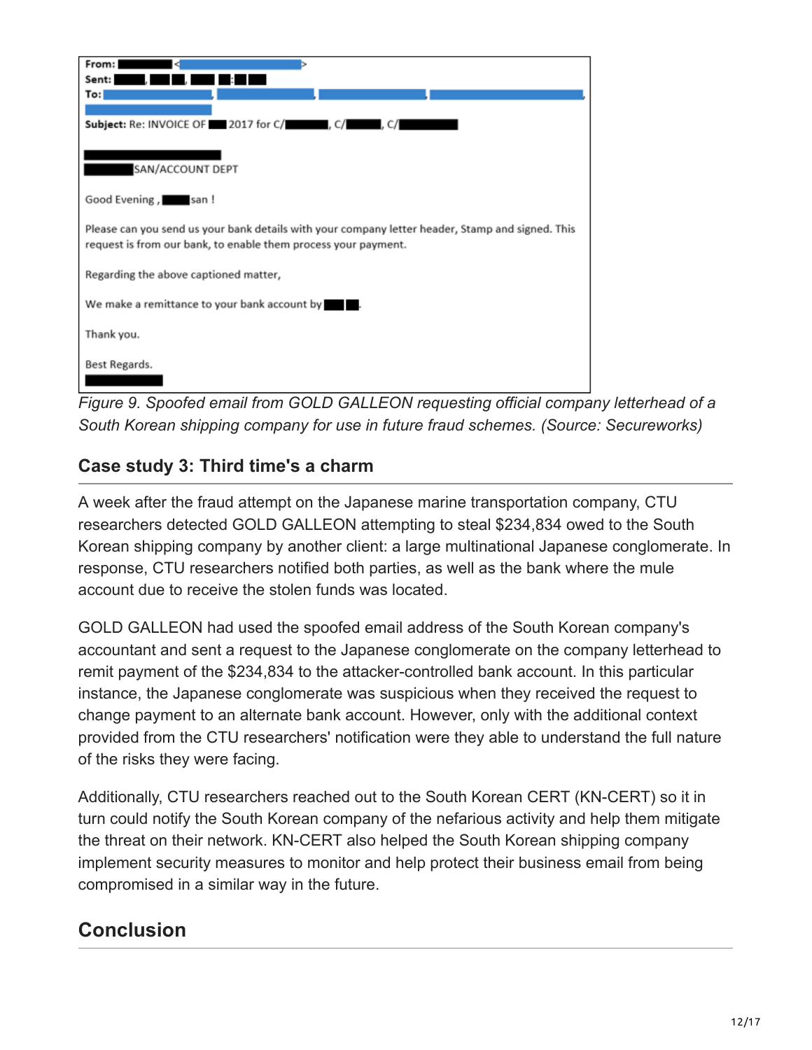From: [redacted] <[redacted]>
Sent: [redacted]
To: [redacted]

Subject: Re: INVOICE OF [redacted] 2017 for C/[redacted], C/[redacted], C/[redacted]

[redacted]
[redacted]SAN/ACCOUNT DEPT

Good Evening , [redacted]san !

Please can you send us your bank details with your company letter header, Stamp and signed. This request is from our bank, to enable them process your payment.

Regarding the above captioned matter,

We make a remittance to your bank account by [redacted].

Thank you.

Best Regards.
[redacted]

*Figure 9. Spoofed email from GOLD GALLEON requesting official company letterhead of a South Korean shipping company for use in future fraud schemes. (Source: Secureworks)*

### Case study 3: Third time's a charm

A week after the fraud attempt on the Japanese marine transportation company, CTU researchers detected GOLD GALLEON attempting to steal $234,834 owed to the South Korean shipping company by another client: a large multinational Japanese conglomerate. In response, CTU researchers notified both parties, as well as the bank where the mule account due to receive the stolen funds was located.

GOLD GALLEON had used the spoofed email address of the South Korean company's accountant and sent a request to the Japanese conglomerate on the company letterhead to remit payment of the $234,834 to the attacker-controlled bank account. In this particular instance, the Japanese conglomerate was suspicious when they received the request to change payment to an alternate bank account. However, only with the additional context provided from the CTU researchers' notification were they able to understand the full nature of the risks they were facing.

Additionally, CTU researchers reached out to the South Korean CERT (KN-CERT) so it in turn could notify the South Korean company of the nefarious activity and help them mitigate the threat on their network. KN-CERT also helped the South Korean shipping company implement security measures to monitor and help protect their business email from being compromised in a similar way in the future.

## Conclusion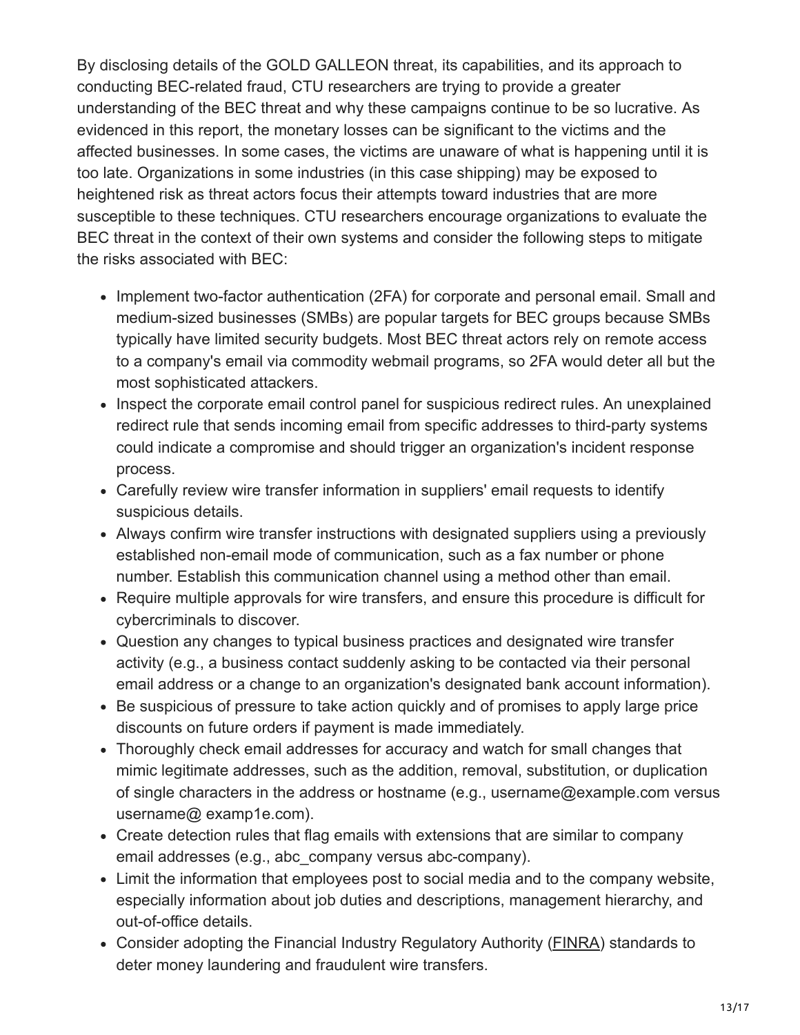By disclosing details of the GOLD GALLEON threat, its capabilities, and its approach to conducting BEC-related fraud, CTU researchers are trying to provide a greater understanding of the BEC threat and why these campaigns continue to be so lucrative. As evidenced in this report, the monetary losses can be significant to the victims and the affected businesses. In some cases, the victims are unaware of what is happening until it is too late. Organizations in some industries (in this case shipping) may be exposed to heightened risk as threat actors focus their attempts toward industries that are more susceptible to these techniques. CTU researchers encourage organizations to evaluate the BEC threat in the context of their own systems and consider the following steps to mitigate the risks associated with BEC:

- Implement two-factor authentication (2FA) for corporate and personal email. Small and medium-sized businesses (SMBs) are popular targets for BEC groups because SMBs typically have limited security budgets. Most BEC threat actors rely on remote access to a company's email via commodity webmail programs, so 2FA would deter all but the most sophisticated attackers.
- Inspect the corporate email control panel for suspicious redirect rules. An unexplained redirect rule that sends incoming email from specific addresses to third-party systems could indicate a compromise and should trigger an organization's incident response process.
- Carefully review wire transfer information in suppliers' email requests to identify suspicious details.
- Always confirm wire transfer instructions with designated suppliers using a previously established non-email mode of communication, such as a fax number or phone number. Establish this communication channel using a method other than email.
- Require multiple approvals for wire transfers, and ensure this procedure is difficult for cybercriminals to discover.
- Question any changes to typical business practices and designated wire transfer activity (e.g., a business contact suddenly asking to be contacted via their personal email address or a change to an organization's designated bank account information).
- Be suspicious of pressure to take action quickly and of promises to apply large price discounts on future orders if payment is made immediately.
- Thoroughly check email addresses for accuracy and watch for small changes that mimic legitimate addresses, such as the addition, removal, substitution, or duplication of single characters in the address or hostname (e.g., username@example.com versus username@ examp1e.com).
- Create detection rules that flag emails with extensions that are similar to company email addresses (e.g., abc_company versus abc-company).
- Limit the information that employees post to social media and to the company website, especially information about job duties and descriptions, management hierarchy, and out-of-office details.
- Consider adopting the Financial Industry Regulatory Authority (FINRA) standards to deter money laundering and fraudulent wire transfers.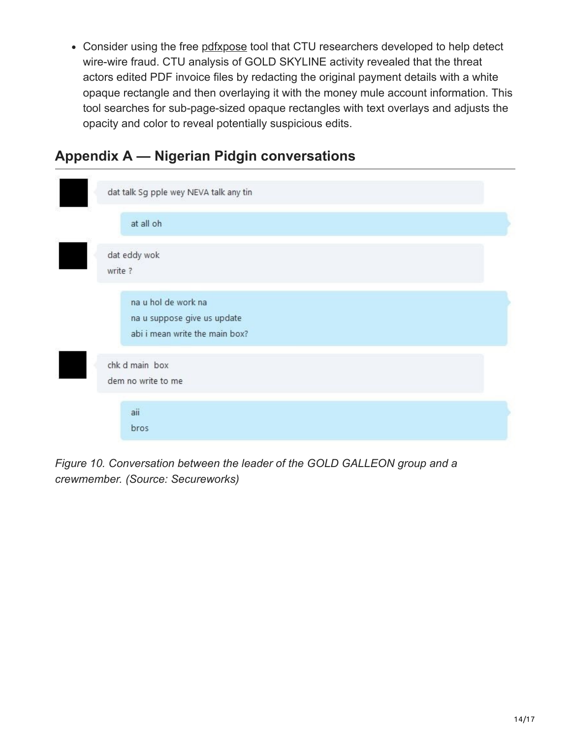- Consider using the free pdfxpose tool that CTU researchers developed to help detect wire-wire fraud. CTU analysis of GOLD SKYLINE activity revealed that the threat actors edited PDF invoice files by redacting the original payment details with a white opaque rectangle and then overlaying it with the money mule account information. This tool searches for sub-page-sized opaque rectangles with text overlays and adjusts the opacity and color to reveal potentially suspicious edits.

## Appendix A — Nigerian Pidgin conversations

dat talk Sg pple wey NEVA talk any tin

at all oh

dat eddy wok
write ?

na u hol de work na
na u suppose give us update
abi i mean write the main box?

chk d main box
dem no write to me

aii
bros

*Figure 10. Conversation between the leader of the GOLD GALLEON group and a crewmember. (Source: Secureworks)*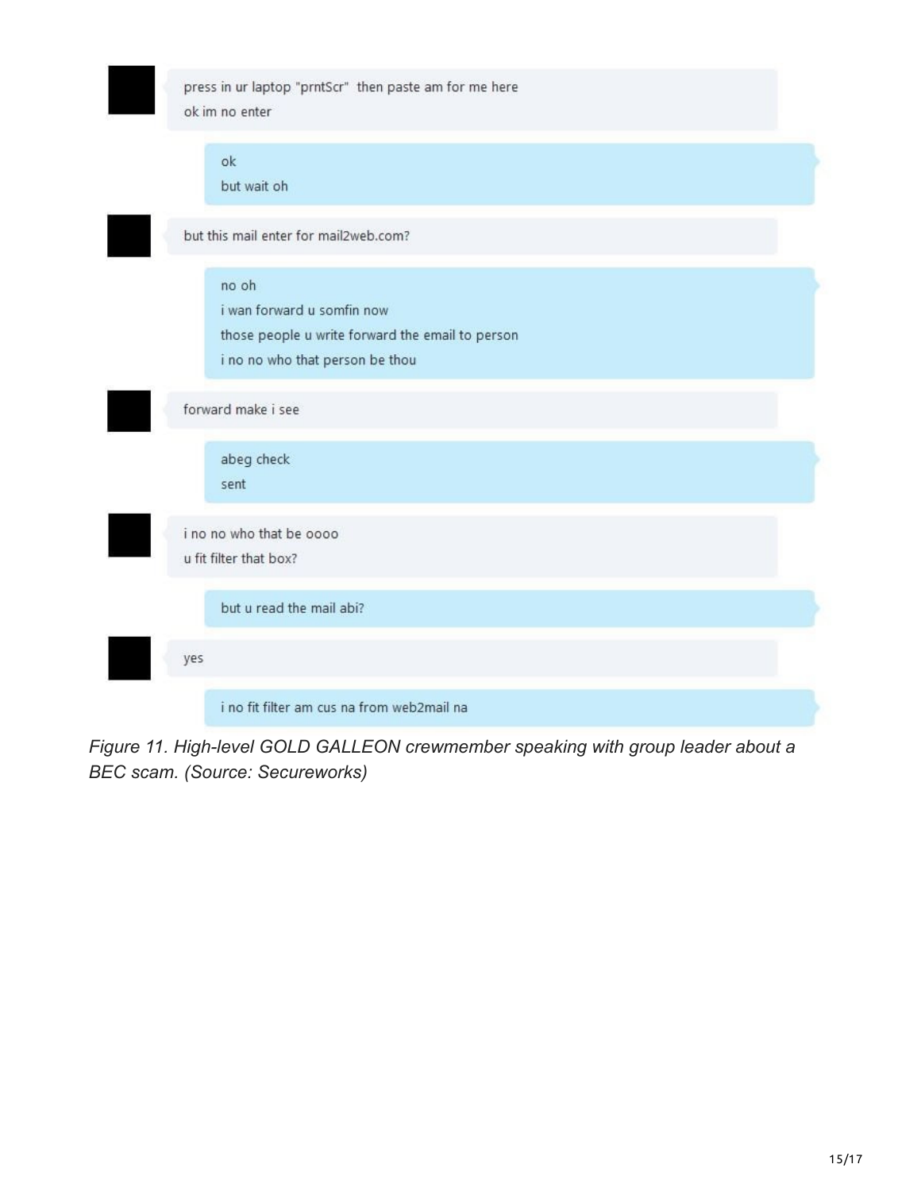press in ur laptop "prntScr" then paste am for me here
ok im no enter

ok
but wait oh

but this mail enter for mail2web.com?

no oh
i wan forward u somfin now
those people u write forward the email to person
i no no who that person be thou

forward make i see

abeg check
sent

i no no who that be oooo
u fit filter that box?

but u read the mail abi?

yes

i no fit filter am cus na from web2mail na

*Figure 11. High-level GOLD GALLEON crewmember speaking with group leader about a BEC scam. (Source: Secureworks)*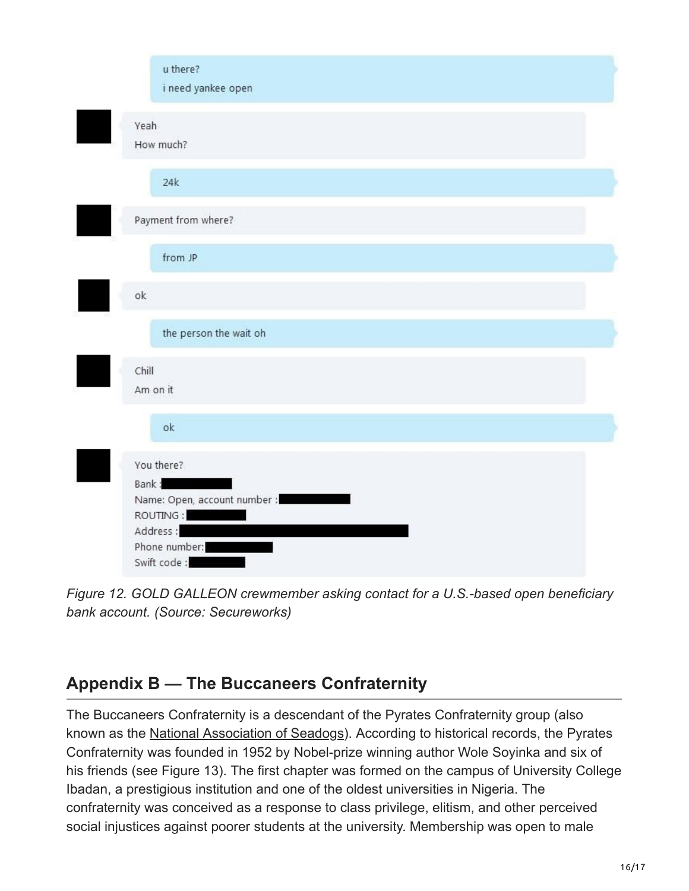u there?
i need yankee open

Yeah
How much?

24k

Payment from where?

from JP

ok

the person the wait oh

Chill
Am on it

ok

You there?
Bank :
Name: Open, account number :
ROUTING :
Address :
Phone number:
Swift code :

*Figure 12. GOLD GALLEON crewmember asking contact for a U.S.-based open beneficiary bank account. (Source: Secureworks)*

## Appendix B — The Buccaneers Confraternity

The Buccaneers Confraternity is a descendant of the Pyrates Confraternity group (also known as the National Association of Seadogs). According to historical records, the Pyrates Confraternity was founded in 1952 by Nobel-prize winning author Wole Soyinka and six of his friends (see Figure 13). The first chapter was formed on the campus of University College Ibadan, a prestigious institution and one of the oldest universities in Nigeria. The confraternity was conceived as a response to class privilege, elitism, and other perceived social injustices against poorer students at the university. Membership was open to male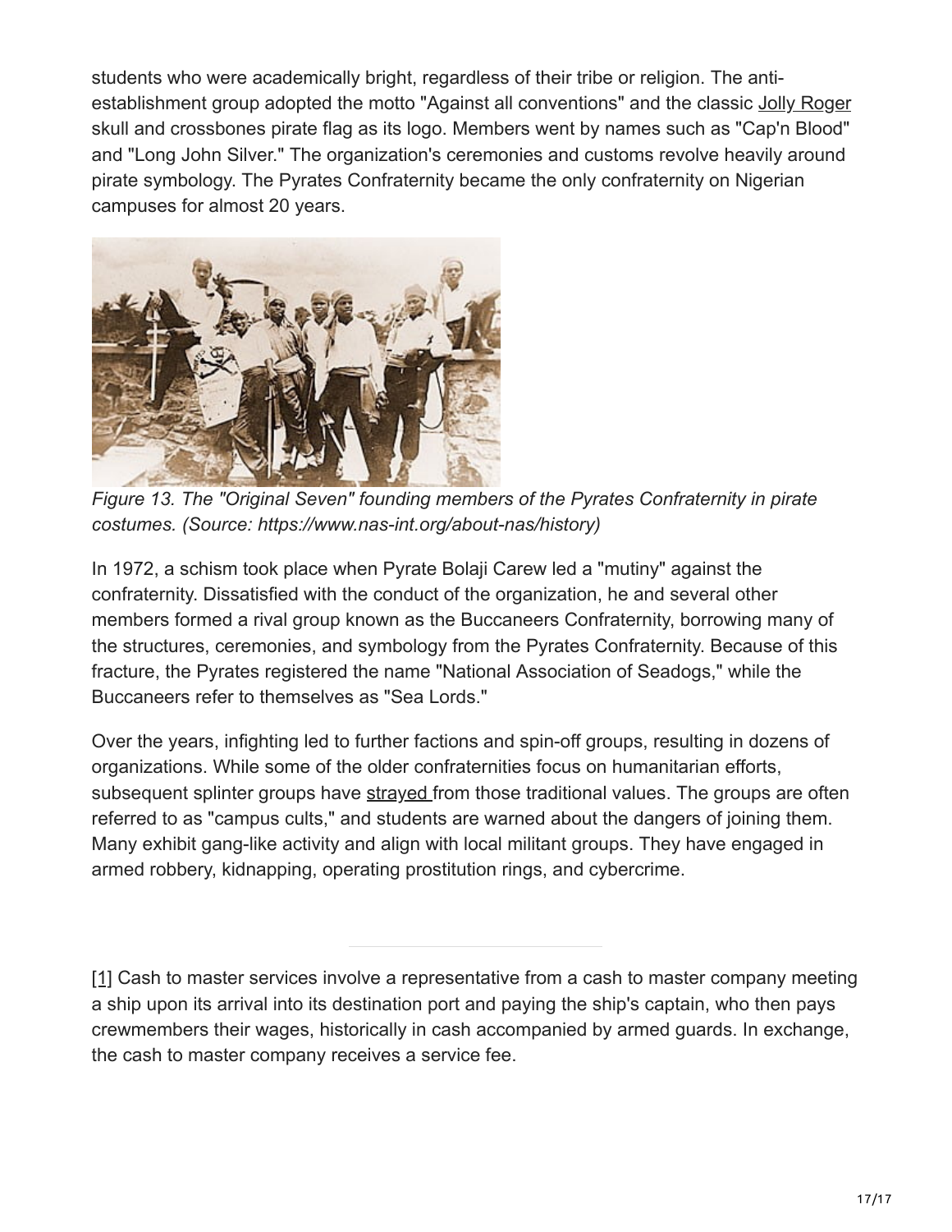students who were academically bright, regardless of their tribe or religion. The anti-establishment group adopted the motto "Against all conventions" and the classic Jolly Roger skull and crossbones pirate flag as its logo. Members went by names such as "Cap'n Blood" and "Long John Silver." The organization's ceremonies and customs revolve heavily around pirate symbology. The Pyrates Confraternity became the only confraternity on Nigerian campuses for almost 20 years.

*Figure 13. The "Original Seven" founding members of the Pyrates Confraternity in pirate costumes. (Source: https://www.nas-int.org/about-nas/history)*

In 1972, a schism took place when Pyrate Bolaji Carew led a "mutiny" against the confraternity. Dissatisfied with the conduct of the organization, he and several other members formed a rival group known as the Buccaneers Confraternity, borrowing many of the structures, ceremonies, and symbology from the Pyrates Confraternity. Because of this fracture, the Pyrates registered the name "National Association of Seadogs," while the Buccaneers refer to themselves as "Sea Lords."

Over the years, infighting led to further factions and spin-off groups, resulting in dozens of organizations. While some of the older confraternities focus on humanitarian efforts, subsequent splinter groups have strayed from those traditional values. The groups are often referred to as "campus cults," and students are warned about the dangers of joining them. Many exhibit gang-like activity and align with local militant groups. They have engaged in armed robbery, kidnapping, operating prostitution rings, and cybercrime.

---

[1] Cash to master services involve a representative from a cash to master company meeting a ship upon its arrival into its destination port and paying the ship's captain, who then pays crewmembers their wages, historically in cash accompanied by armed guards. In exchange, the cash to master company receives a service fee.